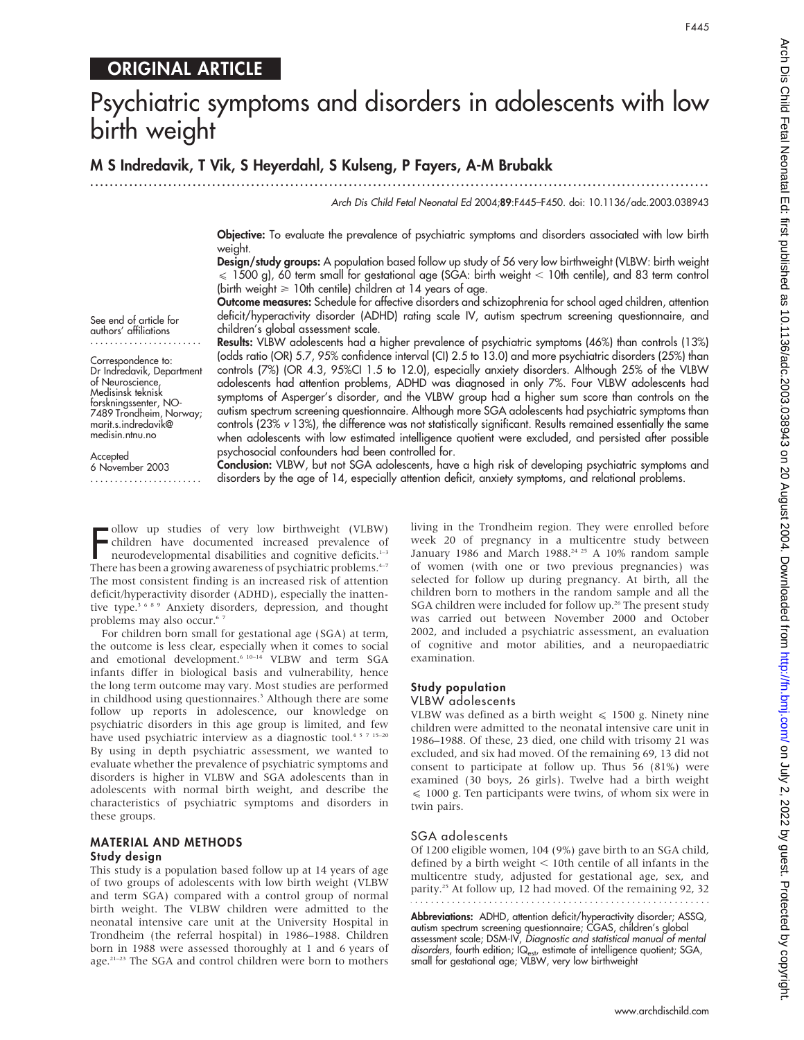ORIGINAL ARTICLE

# Psychiatric symptoms and disorders in adolescents with low birth weight

## M S Indredavik, T Vik, S Heyerdahl, S Kulseng, P Fayers, A-M Brubakk

See end of article for authors' affiliations

Correspondence to: Dr Indredavik, Department of Neuroscience, Medisinsk teknisk forskningssenter, NO-7489 Trondheim, Norway; marit.s.indredavik@medisin.ntnu.no

Accepted 6 November 2003

**Objective:** To evaluate the prevalence of psychiatric symptoms and disorders associated with low birth weight.

**Design/study groups:** A population based follow up study of 56 very low birthweight (VLBW: birth weight ≤ 1500 g), 60 term small for gestational age (SGA: birth weight < 10th centile), and 83 term control (birth weight ≥ 10th centile) children at 14 years of age.

**Outcome measures:** Schedule for affective disorders and schizophrenia for school aged children, attention deficit/hyperactivity disorder (ADHD) rating scale IV, autism spectrum screening questionnaire, and children's global assessment scale.

**Results:** VLBW adolescents had a higher prevalence of psychiatric symptoms (46%) than controls (13%) (odds ratio (OR) 5.7, 95% confidence interval (CI) 2.5 to 13.0) and more psychiatric disorders (25%) than controls (7%) (OR 4.3, 95%CI 1.5 to 12.0), especially anxiety disorders. Although 25% of the VLBW adolescents had attention problems, ADHD was diagnosed in only 7%. Four VLBW adolescents had symptoms of Asperger's disorder, and the VLBW group had a higher sum score than controls on the autism spectrum screening questionnaire. Although more SGA adolescents had psychiatric symptoms than controls (23% v 13%), the difference was not statistically significant. Results remained essentially the same when adolescents with low estimated intelligence quotient were excluded, and persisted after possible psychosocial confounders had been controlled for.

**Conclusion:** VLBW, but not SGA adolescents, have a high risk of developing psychiatric symptoms and disorders by the age of 14, especially attention deficit, anxiety symptoms, and relational problems.

Follow up studies of very low birthweight (VLBW) children have documented increased prevalence of neurodevelopmental disabilities and cognitive deficits.[1–3] There has been a growing awareness of psychiatric problems.[4–7] The most consistent finding is an increased risk of attention deficit/hyperactivity disorder (ADHD), especially the inattentive type.[3 6 8 9] Anxiety disorders, depression, and thought problems may also occur.[6 7]

For children born small for gestational age (SGA) at term, the outcome is less clear, especially when it comes to social and emotional development.[6 10–14] VLBW and term SGA infants differ in biological basis and vulnerability, hence the long term outcome may vary. Most studies are performed in childhood using questionnaires.[5] Although there are some follow up reports in adolescence, our knowledge on psychiatric disorders in this age group is limited, and few have used psychiatric interview as a diagnostic tool.[4 5 7 15–20] By using in depth psychiatric assessment, we wanted to evaluate whether the prevalence of psychiatric symptoms and disorders is higher in VLBW and SGA adolescents than in adolescents with normal birth weight, and describe the characteristics of psychiatric symptoms and disorders in these groups.

## MATERIAL AND METHODS

### Study design

This study is a population based follow up at 14 years of age of two groups of adolescents with low birth weight (VLBW and term SGA) compared with a control group of normal birth weight. The VLBW children were admitted to the neonatal intensive care unit at the University Hospital in Trondheim (the referral hospital) in 1986–1988. Children born in 1988 were assessed thoroughly at 1 and 6 years of age.[21–23] The SGA and control children were born to mothers living in the Trondheim region. They were enrolled before week 20 of pregnancy in a multicentre study between January 1986 and March 1988.[24 25] A 10% random sample of women (with one or two previous pregnancies) was selected for follow up during pregnancy. At birth, all the children born to mothers in the random sample and all the SGA children were included for follow up.[26] The present study was carried out between November 2000 and October 2002, and included a psychiatric assessment, an evaluation of cognitive and motor abilities, and a neuropaediatric examination.

### Study population

#### VLBW adolescents

VLBW was defined as a birth weight ≤ 1500 g. Ninety nine children were admitted to the neonatal intensive care unit in 1986–1988. Of these, 23 died, one child with trisomy 21 was excluded, and six had moved. Of the remaining 69, 13 did not consent to participate at follow up. Thus 56 (81%) were examined (30 boys, 26 girls). Twelve had a birth weight ≤ 1000 g. Ten participants were twins, of whom six were in twin pairs.

#### SGA adolescents

Of 1200 eligible women, 104 (9%) gave birth to an SGA child, defined by a birth weight < 10th centile of all infants in the multicentre study, adjusted for gestational age, sex, and parity.[25] At follow up, 12 had moved. Of the remaining 92, 32

**Abbreviations:** ADHD, attention deficit/hyperactivity disorder; ASSQ, autism spectrum screening questionnaire; CGAS, children's global assessment scale; DSM-IV, *Diagnostic and statistical manual of mental disorders*, fourth edition; $IQ_{est}$, estimate of intelligence quotient; SGA, small for gestational age; VLBW, very low birthweight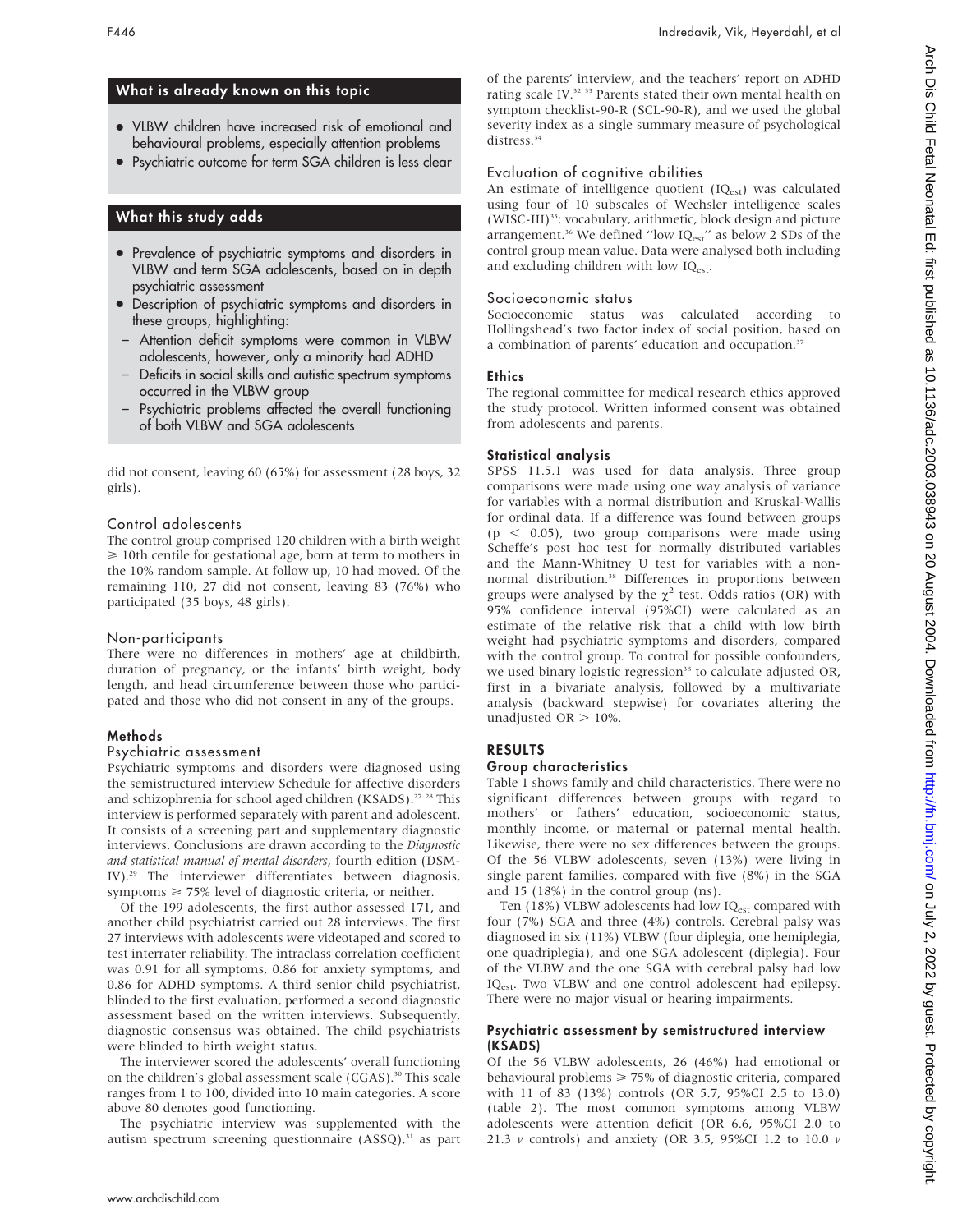## What is already known on this topic

- VLBW children have increased risk of emotional and behavioural problems, especially attention problems
- Psychiatric outcome for term SGA children is less clear

## What this study adds

- Prevalence of psychiatric symptoms and disorders in VLBW and term SGA adolescents, based on in depth psychiatric assessment
- Description of psychiatric symptoms and disorders in these groups, highlighting:
  - Attention deficit symptoms were common in VLBW adolescents, however, only a minority had ADHD
  - Deficits in social skills and autistic spectrum symptoms occurred in the VLBW group
  - Psychiatric problems affected the overall functioning of both VLBW and SGA adolescents

did not consent, leaving 60 (65%) for assessment (28 boys, 32 girls).

### Control adolescents

The control group comprised 120 children with a birth weight ≥ 10th centile for gestational age, born at term to mothers in the 10% random sample. At follow up, 10 had moved. Of the remaining 110, 27 did not consent, leaving 83 (76%) who participated (35 boys, 48 girls).

### Non-participants

There were no differences in mothers' age at childbirth, duration of pregnancy, or the infants' birth weight, body length, and head circumference between those who participated and those who did not consent in any of the groups.

## Methods

### Psychiatric assessment

Psychiatric symptoms and disorders were diagnosed using the semistructured interview Schedule for affective disorders and schizophrenia for school aged children (KSADS).[27 28] This interview is performed separately with parent and adolescent. It consists of a screening part and supplementary diagnostic interviews. Conclusions are drawn according to the *Diagnostic and statistical manual of mental disorders*, fourth edition (DSM-IV).[29] The interviewer differentiates between diagnosis, symptoms ≥ 75% level of diagnostic criteria, or neither.

Of the 199 adolescents, the first author assessed 171, and another child psychiatrist carried out 28 interviews. The first 27 interviews with adolescents were videotaped and scored to test interrater reliability. The intraclass correlation coefficient was 0.91 for all symptoms, 0.86 for anxiety symptoms, and 0.86 for ADHD symptoms. A third senior child psychiatrist, blinded to the first evaluation, performed a second diagnostic assessment based on the written interviews. Subsequently, diagnostic consensus was obtained. The child psychiatrists were blinded to birth weight status.

The interviewer scored the adolescents' overall functioning on the children's global assessment scale (CGAS).[30] This scale ranges from 1 to 100, divided into 10 main categories. A score above 80 denotes good functioning.

The psychiatric interview was supplemented with the autism spectrum screening questionnaire (ASSQ),[31] as part of the parents' interview, and the teachers' report on ADHD rating scale IV.[32 33] Parents stated their own mental health on symptom checklist-90-R (SCL-90-R), and we used the global severity index as a single summary measure of psychological distress.[34]

### Evaluation of cognitive abilities

An estimate of intelligence quotient ($IQ_{est}$) was calculated using four of 10 subscales of Wechsler intelligence scales (WISC-III)[35]: vocabulary, arithmetic, block design and picture arrangement.[36] We defined "low $IQ_{est}$" as below 2 SDs of the control group mean value. Data were analysed both including and excluding children with low $IQ_{est}$.

### Socioeconomic status

Socioeconomic status was calculated according to Hollingshead's two factor index of social position, based on a combination of parents' education and occupation.[37]

### Ethics

The regional committee for medical research ethics approved the study protocol. Written informed consent was obtained from adolescents and parents.

### Statistical analysis

SPSS 11.5.1 was used for data analysis. Three group comparisons were made using one way analysis of variance for variables with a normal distribution and Kruskal-Wallis for ordinal data. If a difference was found between groups ($p < 0.05$), two group comparisons were made using Scheffe's post hoc test for normally distributed variables and the Mann-Whitney U test for variables with a non-normal distribution.[38] Differences in proportions between groups were analysed by the $\chi^2$ test. Odds ratios (OR) with 95% confidence interval (95%CI) were calculated as an estimate of the relative risk that a child with low birth weight had psychiatric symptoms and disorders, compared with the control group. To control for possible confounders, we used binary logistic regression[38] to calculate adjusted OR, first in a bivariate analysis, followed by a multivariate analysis (backward stepwise) for covariates altering the unadjusted OR > 10%.

## RESULTS

### Group characteristics

Table 1 shows family and child characteristics. There were no significant differences between groups with regard to mothers' or fathers' education, socioeconomic status, monthly income, or maternal or paternal mental health. Likewise, there were no sex differences between the groups. Of the 56 VLBW adolescents, seven (13%) were living in single parent families, compared with five (8%) in the SGA and 15 (18%) in the control group (ns).

Ten (18%) VLBW adolescents had low $IQ_{est}$ compared with four (7%) SGA and three (4%) controls. Cerebral palsy was diagnosed in six (11%) VLBW (four diplegia, one hemiplegia, one quadriplegia), and one SGA adolescent (diplegia). Four of the VLBW and the one SGA with cerebral palsy had low $IQ_{est}$. Two VLBW and one control adolescent had epilepsy. There were no major visual or hearing impairments.

### Psychiatric assessment by semistructured interview (KSADS)

Of the 56 VLBW adolescents, 26 (46%) had emotional or behavioural problems ≥ 75% of diagnostic criteria, compared with 11 of 83 (13%) controls (OR 5.7, 95%CI 2.5 to 13.0) (table 2). The most common symptoms among VLBW adolescents were attention deficit (OR 6.6, 95%CI 2.0 to 21.3 *v* controls) and anxiety (OR 3.5, 95%CI 1.2 to 10.0 *v*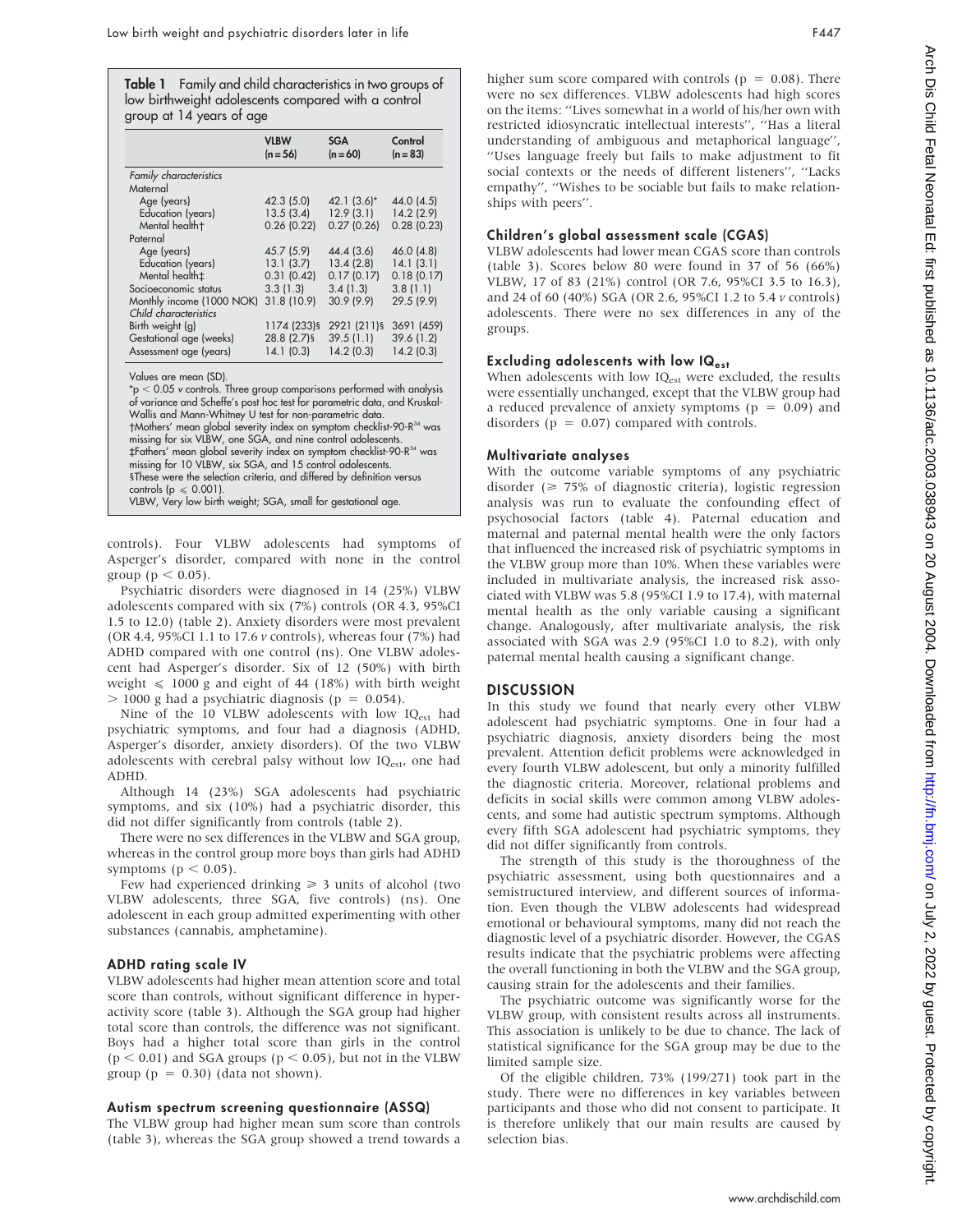**Table 1** Family and child characteristics in two groups of low birthweight adolescents compared with a control group at 14 years of age

| | VLBW (n = 56) | SGA (n = 60) | Control (n = 83) |
|---|---|---|---|
| *Family characteristics* | | | |
| Maternal | | | |
| Age (years) | 42.3 (5.0) | 42.1 (3.6)* | 44.0 (4.5) |
| Education (years) | 13.5 (3.4) | 12.9 (3.1) | 14.2 (2.9) |
| Mental health† | 0.26 (0.22) | 0.27 (0.26) | 0.28 (0.23) |
| Paternal | | | |
| Age (years) | 45.7 (5.9) | 44.4 (3.6) | 46.0 (4.8) |
| Education (years) | 13.1 (3.7) | 13.4 (2.8) | 14.1 (3.1) |
| Mental health‡ | 0.31 (0.42) | 0.17 (0.17) | 0.18 (0.17) |
| Socioeconomic status | 3.3 (1.3) | 3.4 (1.3) | 3.8 (1.1) |
| Monthly income (1000 NOK) | 31.8 (10.9) | 30.9 (9.9) | 29.5 (9.9) |
| *Child characteristics* | | | |
| Birth weight (g) | 1174 (233)§ | 2921 (211)§ | 3691 (459) |
| Gestational age (weeks) | 28.8 (2.7)§ | 39.5 (1.1) | 39.6 (1.2) |
| Assessment age (years) | 14.1 (0.3) | 14.2 (0.3) | 14.2 (0.3) |

Values are mean (SD).
*$p < 0.05$ *v* controls. Three group comparisons performed with analysis of variance and Scheffe's post hoc test for parametric data, and Kruskal-Wallis and Mann-Whitney U test for non-parametric data.
†Mothers' mean global severity index on symptom checklist-90-R[34] was missing for six VLBW, one SGA, and nine control adolescents.
‡Fathers' mean global severity index on symptom checklist-90-R[34] was missing for 10 VLBW, six SGA, and 15 control adolescents.
§These were the selection criteria, and differed by definition versus controls ($p \leq 0.001$).
VLBW, Very low birth weight; SGA, small for gestational age.

controls). Four VLBW adolescents had symptoms of Asperger's disorder, compared with none in the control group ($p < 0.05$).

Psychiatric disorders were diagnosed in 14 (25%) VLBW adolescents compared with six (7%) controls (OR 4.3, 95%CI 1.5 to 12.0) (table 2). Anxiety disorders were most prevalent (OR 4.4, 95%CI 1.1 to 17.6 *v* controls), whereas four (7%) had ADHD compared with one control (ns). One VLBW adolescent had Asperger's disorder. Six of 12 (50%) with birth weight $\leq$ 1000 g and eight of 44 (18%) with birth weight $>$ 1000 g had a psychiatric diagnosis ($p = 0.054$).

Nine of the 10 VLBW adolescents with low $IQ_{est}$ had psychiatric symptoms, and four had a diagnosis (ADHD, Asperger's disorder, anxiety disorders). Of the two VLBW adolescents with cerebral palsy without low $IQ_{est}$, one had ADHD.

Although 14 (23%) SGA adolescents had psychiatric symptoms, and six (10%) had a psychiatric disorder, this did not differ significantly from controls (table 2).

There were no sex differences in the VLBW and SGA group, whereas in the control group more boys than girls had ADHD symptoms ($p < 0.05$).

Few had experienced drinking $\geq$ 3 units of alcohol (two VLBW adolescents, three SGA, five controls) (ns). One adolescent in each group admitted experimenting with other substances (cannabis, amphetamine).

### ADHD rating scale IV

VLBW adolescents had higher mean attention score and total score than controls, without significant difference in hyperactivity score (table 3). Although the SGA group had higher total score than controls, the difference was not significant. Boys had a higher total score than girls in the control ($p < 0.01$) and SGA groups ($p < 0.05$), but not in the VLBW group ($p = 0.30$) (data not shown).

### Autism spectrum screening questionnaire (ASSQ)

The VLBW group had higher mean sum score than controls (table 3), whereas the SGA group showed a trend towards a higher sum score compared with controls ($p = 0.08$). There were no sex differences. VLBW adolescents had high scores on the items: "Lives somewhat in a world of his/her own with restricted idiosyncratic intellectual interests", "Has a literal understanding of ambiguous and metaphorical language", "Uses language freely but fails to make adjustment to fit social contexts or the needs of different listeners", "Lacks empathy", "Wishes to be sociable but fails to make relationships with peers".

### Children's global assessment scale (CGAS)

VLBW adolescents had lower mean CGAS score than controls (table 3). Scores below 80 were found in 37 of 56 (66%) VLBW, 17 of 83 (21%) control (OR 7.6, 95%CI 3.5 to 16.3), and 24 of 60 (40%) SGA (OR 2.6, 95%CI 1.2 to 5.4 *v* controls) adolescents. There were no sex differences in any of the groups.

### Excluding adolescents with low $IQ_{est}$

When adolescents with low $IQ_{est}$ were excluded, the results were essentially unchanged, except that the VLBW group had a reduced prevalence of anxiety symptoms ($p = 0.09$) and disorders ($p = 0.07$) compared with controls.

### Multivariate analyses

With the outcome variable symptoms of any psychiatric disorder ($\geq$ 75% of diagnostic criteria), logistic regression analysis was run to evaluate the confounding effect of psychosocial factors (table 4). Paternal education and maternal and paternal mental health were the only factors that influenced the increased risk of psychiatric symptoms in the VLBW group more than 10%. When these variables were included in multivariate analysis, the increased risk associated with VLBW was 5.8 (95%CI 1.9 to 17.4), with maternal mental health as the only variable causing a significant change. Analogously, after multivariate analysis, the risk associated with SGA was 2.9 (95%CI 1.0 to 8.2), with only paternal mental health causing a significant change.

## DISCUSSION

In this study we found that nearly every other VLBW adolescent had psychiatric symptoms. One in four had a psychiatric diagnosis, anxiety disorders being the most prevalent. Attention deficit problems were acknowledged in every fourth VLBW adolescent, but only a minority fulfilled the diagnostic criteria. Moreover, relational problems and deficits in social skills were common among VLBW adolescents, and some had autistic spectrum symptoms. Although every fifth SGA adolescent had psychiatric symptoms, they did not differ significantly from controls.

The strength of this study is the thoroughness of the psychiatric assessment, using both questionnaires and a semistructured interview, and different sources of information. Even though the VLBW adolescents had widespread emotional or behavioural symptoms, many did not reach the diagnostic level of a psychiatric disorder. However, the CGAS results indicate that the psychiatric problems were affecting the overall functioning in both the VLBW and the SGA group, causing strain for the adolescents and their families.

The psychiatric outcome was significantly worse for the VLBW group, with consistent results across all instruments. This association is unlikely to be due to chance. The lack of statistical significance for the SGA group may be due to the limited sample size.

Of the eligible children, 73% (199/271) took part in the study. There were no differences in key variables between participants and those who did not consent to participate. It is therefore unlikely that our main results are caused by selection bias.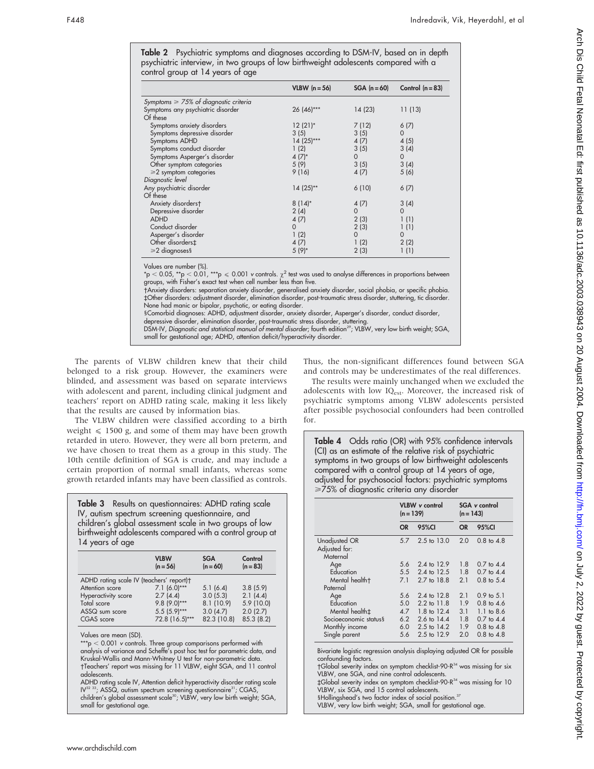**Table 2** Psychiatric symptoms and diagnoses according to DSM-IV, based on in depth psychiatric interview, in two groups of low birthweight adolescents compared with a control group at 14 years of age

| | VLBW (n = 56) | SGA (n = 60) | Control (n = 83) |
|---|---|---|---|
| *Symptoms ≥ 75% of diagnostic criteria* | | | |
| Symptoms any psychiatric disorder | 26 (46)*** | 14 (23) | 11 (13) |
| Of these | | | |
| Symptoms anxiety disorders | 12 (21)* | 7 (12) | 6 (7) |
| Symptoms depressive disorder | 3 (5) | 3 (5) | 0 |
| Symptoms ADHD | 14 (25)*** | 4 (7) | 4 (5) |
| Symptoms conduct disorder | 1 (2) | 3 (5) | 3 (4) |
| Symptoms Asperger's disorder | 4 (7)* | 0 | 0 |
| Other symptom categories | 5 (9) | 3 (5) | 3 (4) |
| ≥2 symptom categories | 9 (16) | 4 (7) | 5 (6) |
| *Diagnostic level* | | | |
| Any psychiatric disorder | 14 (25)** | 6 (10) | 6 (7) |
| Of these | | | |
| Anxiety disorders† | 8 (14)* | 4 (7) | 3 (4) |
| Depressive disorder | 2 (4) | 0 | 0 |
| ADHD | 4 (7) | 2 (3) | 1 (1) |
| Conduct disorder | 0 | 2 (3) | 1 (1) |
| Asperger's disorder | 1 (2) | 0 | 0 |
| Other disorders‡ | 4 (7) | 1 (2) | 2 (2) |
| ≥2 diagnoses§ | 5 (9)* | 2 (3) | 1 (1) |

Values are number (%).
*p < 0.05, **p < 0.01, ***p ⩽ 0.001 *v* controls. $\chi^2$ test was used to analyse differences in proportions between groups, with Fisher's exact test when cell number less than five.
†Anxiety disorders: separation anxiety disorder, generalised anxiety disorder, social phobia, or specific phobia.
‡Other disorders: adjustment disorder, elimination disorder, post-traumatic stress disorder, stuttering, tic disorder. None had manic or bipolar, psychotic, or eating disorder.
§Comorbid diagnoses: ADHD, adjustment disorder, anxiety disorder, Asperger's disorder, conduct disorder, depressive disorder, elimination disorder, post-traumatic stress disorder, stuttering.
DSM-IV, *Diagnostic and statistical manual of mental disorder*; fourth edition[29]; VLBW, very low birth weight; SGA, small for gestational age; ADHD, attention deficit/hyperactivity disorder.

The parents of VLBW children knew that their child belonged to a risk group. However, the examiners were blinded, and assessment was based on separate interviews with adolescent and parent, including clinical judgment and teachers' report on ADHD rating scale, making it less likely that the results are caused by information bias.

The VLBW children were classified according to a birth weight ⩽ 1500 g, and some of them may have been growth retarded in utero. However, they were all born preterm, and we have chosen to treat them as a group in this study. The 10th centile definition of SGA is crude, and may include a certain proportion of normal small infants, whereas some growth retarded infants may have been classified as controls. Thus, the non-significant differences found between SGA and controls may be underestimates of the real differences.

The results were mainly unchanged when we excluded the adolescents with low $IQ_{est}$. Moreover, the increased risk of psychiatric symptoms among VLBW adolescents persisted after possible psychosocial confounders had been controlled for.

**Table 3** Results on questionnaires: ADHD rating scale IV, autism spectrum screening questionnaire, and children's global assessment scale in two groups of low birthweight adolescents compared with a control group at 14 years of age

| | VLBW (n = 56) | SGA (n = 60) | Control (n = 83) |
|---|---|---|---|
| ADHD rating scale IV (teachers' report)† | | | |
| Attention score | 7.1 (6.0)*** | 5.1 (6.4) | 3.8 (5.9) |
| Hyperactivity score | 2.7 (4.4) | 3.0 (5.3) | 2.1 (4.4) |
| Total score | 9.8 (9.0)*** | 8.1 (10.9) | 5.9 (10.0) |
| ASSQ sum score | 5.5 (5.9)*** | 3.0 (4.7) | 2.0 (2.7) |
| CGAS score | 72.8 (16.5)*** | 82.3 (10.8) | 85.3 (8.2) |

Values are mean (SD).
***p < 0.001 *v* controls. Three group comparisons performed with analysis of variance and Scheffe's post hoc test for parametric data, and Kruskal-Wallis and Mann-Whitney U test for non-parametric data.
†Teachers' report was missing for 11 VLBW, eight SGA, and 11 control adolescents.
ADHD rating scale IV, Attention deficit hyperactivity disorder rating scale IV[32 33]; ASSQ, autism spectrum screening questionnaire[31]; CGAS, children's global assessment scale[30]; VLBW, very low birth weight; SGA, small for gestational age.

**Table 4** Odds ratio (OR) with 95% confidence intervals (CI) as an estimate of the relative risk of psychiatric symptoms in two groups of low birthweight adolescents compared with a control group at 14 years of age, adjusted for psychosocial factors: psychiatric symptoms ≥75% of diagnostic criteria any disorder

| | VLBW *v* control (n = 139) | | SGA *v* control (n = 143) | |
|---|---|---|---|---|
| | OR | 95%CI | OR | 95%CI |
| Unadjusted OR | 5.7 | 2.5 to 13.0 | 2.0 | 0.8 to 4.8 |
| Adjusted for: | | | | |
| Maternal | | | | |
| Age | 5.6 | 2.4 to 12.9 | 1.8 | 0.7 to 4.4 |
| Education | 5.5 | 2.4 to 12.5 | 1.8 | 0.7 to 4.4 |
| Mental health† | 7.1 | 2.7 to 18.8 | 2.1 | 0.8 to 5.4 |
| Paternal | | | | |
| Age | 5.6 | 2.4 to 12.8 | 2.1 | 0.9 to 5.1 |
| Education | 5.0 | 2.2 to 11.8 | 1.9 | 0.8 to 4.6 |
| Mental health‡ | 4.7 | 1.8 to 12.4 | 3.1 | 1.1 to 8.6 |
| Socioeconomic status§ | 6.2 | 2.6 to 14.4 | 1.8 | 0.7 to 4.4 |
| Monthly income | 6.0 | 2.5 to 14.2 | 1.9 | 0.8 to 4.8 |
| Single parent | 5.6 | 2.5 to 12.9 | 2.0 | 0.8 to 4.8 |

Bivariate logistic regression analysis displaying adjusted OR for possible confounding factors.
†Global severity index on symptom checklist-90-R[34] was missing for six VLBW, one SGA, and nine control adolescents.
‡Global severity index on symptom checklist-90-R[34] was missing for 10 VLBW, six SGA, and 15 control adolescents.
§Hollingshead's two factor index of social position.[37]
VLBW, very low birth weight; SGA, small for gestational age.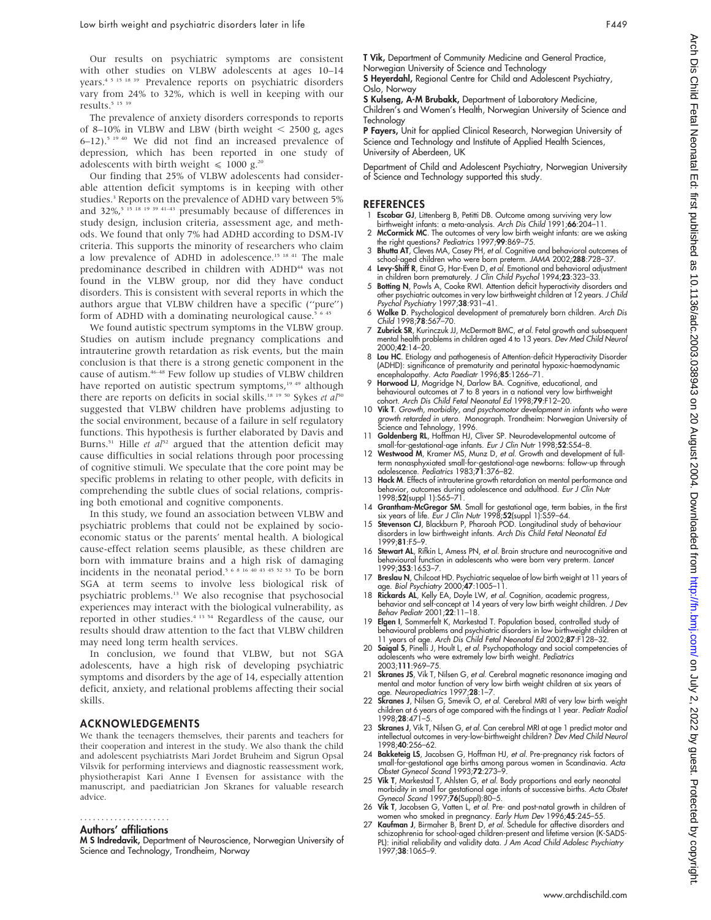Our results on psychiatric symptoms are consistent with other studies on VLBW adolescents at ages 10–14 years.[4 5 15 18 39] Prevalence reports on psychiatric disorders vary from 24% to 32%, which is well in keeping with our results.[5 15 39]

The prevalence of anxiety disorders corresponds to reports of 8–10% in VLBW and LBW (birth weight < 2500 g, ages 6–12).[5 19 40] We did not find an increased prevalence of depression, which has been reported in one study of adolescents with birth weight ⩽ 1000 g.[20]

Our finding that 25% of VLBW adolescents had considerable attention deficit symptoms is in keeping with other studies.[3] Reports on the prevalence of ADHD vary between 5% and 32%,[5 15 18 19 39 41–43] presumably because of differences in study design, inclusion criteria, assessment age, and methods. We found that only 7% had ADHD according to DSM-IV criteria. This supports the minority of researchers who claim a low prevalence of ADHD in adolescence.[15 18 41] The male predominance described in children with ADHD[44] was not found in the VLBW group, nor did they have conduct disorders. This is consistent with several reports in which the authors argue that VLBW children have a specific ("pure") form of ADHD with a dominating neurological cause.[5 6 45]

We found autistic spectrum symptoms in the VLBW group. Studies on autism include pregnancy complications and intrauterine growth retardation as risk events, but the main conclusion is that there is a strong genetic component in the cause of autism.[46–48] Few follow up studies of VLBW children have reported on autistic spectrum symptoms,[19 49] although there are reports on deficits in social skills.[18 19 50] Sykes *et al*[50] suggested that VLBW children have problems adjusting to the social environment, because of a failure in self regulatory functions. This hypothesis is further elaborated by Davis and Burns.[51] Hille *et al*[52] argued that the attention deficit may cause difficulties in social relations through poor processing of cognitive stimuli. We speculate that the core point may be specific problems in relating to other people, with deficits in comprehending the subtle clues of social relations, comprising both emotional and cognitive components.

In this study, we found an association between VLBW and psychiatric problems that could not be explained by socioeconomic status or the parents' mental health. A biological cause-effect relation seems plausible, as these children are born with immature brains and a high risk of damaging incidents in the neonatal period.[5 6 8 16 40 43 45 52 53] To be born SGA at term seems to involve less biological risk of psychiatric problems.[13] We also recognise that psychosocial experiences may interact with the biological vulnerability, as reported in other studies.[4 13 54] Regardless of the cause, our results should draw attention to the fact that VLBW children may need long term health services.

In conclusion, we found that VLBW, but not SGA adolescents, have a high risk of developing psychiatric symptoms and disorders by the age of 14, especially attention deficit, anxiety, and relational problems affecting their social skills.

## ACKNOWLEDGEMENTS

We thank the teenagers themselves, their parents and teachers for their cooperation and interest in the study. We also thank the child and adolescent psychiatrists Mari Jordet Bruheim and Sigrun Opsal Vilsvik for performing interviews and diagnostic reassessment work, physiotherapist Kari Anne I Evensen for assistance with the manuscript, and paediatrician Jon Skranes for valuable research advice.

### Authors' affiliations

**M S Indredavik,** Department of Neuroscience, Norwegian University of Science and Technology, Trondheim, Norway

**T Vik,** Department of Community Medicine and General Practice, Norwegian University of Science and Technology

**S Heyerdahl,** Regional Centre for Child and Adolescent Psychiatry, Oslo, Norway

**S Kulseng, A-M Brubakk,** Department of Laboratory Medicine, Children's and Women's Health, Norwegian University of Science and Technology

**P Fayers,** Unit for applied Clinical Research, Norwegian University of Science and Technology and Institute of Applied Health Sciences, University of Aberdeen, UK

Department of Child and Adolescent Psychiatry, Norwegian University of Science and Technology supported this study.

## REFERENCES

1. **Escobar GJ**, Littenberg B, Petitti DB. Outcome among surviving very low birthweight infants: a meta-analysis. *Arch Dis Child* 1991;**66**:204–11.
2. **McCormick MC**. The outcomes of very low birth weight infants: are we asking the right questions? *Pediatrics* 1997;**99**:869–75.
3. **Bhutta AT**, Cleves MA, Casey PH, *et al*. Cognitive and behavioral outcomes of school-aged children who were born preterm. *JAMA* 2002;**288**:728–37.
4. **Levy-Shiff R**, Einat G, Har-Even D, *et al*. Emotional and behavioral adjustment in children born prematurely. *J Clin Child Psychol* 1994;**23**:323–33.
5. **Botting N**, Powls A, Cooke RWI. Attention deficit hyperactivity disorders and other psychiatric outcomes in very low birthweight children at 12 years. *J Child Psychol Psychiatry* 1997;**38**:931–41.
6. **Wolke D**. Psychological development of prematurely born children. *Arch Dis Child* 1998;**78**:567–70.
7. **Zubrick SR**, Kurinczuk JJ, McDermott BMC, *et al*. Fetal growth and subsequent mental health problems in children aged 4 to 13 years. *Dev Med Child Neurol* 2000;**42**:14–20.
8. **Lou HC**. Etiology and pathogenesis of Attention-deficit Hyperactivity Disorder (ADHD): significance of prematurity and perinatal hypoxic-haemodynamic encephalopathy. *Acta Paediatr* 1996;**85**:1266–71.
9. **Horwood LJ**, Mogridge N, Darlow BA. Cognitive, educational, and behavioural outcomes at 7 to 8 years in a national very low birthweight cohort. *Arch Dis Child Fetal Neonatal Ed* 1998;**79**:F12–20.
10. **Vik T**. *Growth, morbidity, and psychomotor development in infants who were growth retarded in utero*. Monograph. Trondheim: Norwegian University of Science and Tehnology, 1996.
11. **Goldenberg RL**, Hoffman HJ, Cliver SP. Neurodevelopmental outcome of small-for-gestational-age infants. *Eur J Clin Nutr* 1998;**52**:S54–8.
12. **Westwood M**, Kramer MS, Munz D, *et al*. Growth and development of full-term nonasphyxiated small-for-gestational-age newborns: follow-up through adolescence. *Pediatrics* 1983;**71**:376–82.
13. **Hack M**. Effects of intrauterine growth retardation on mental performance and behavior, outcomes during adolescence and adulthood. *Eur J Clin Nutr* 1998;**52**(suppl 1):S65–71.
14. **Grantham-McGregor SM**. Small for gestational age, term babies, in the first six years of life. *Eur J Clin Nutr* 1998;**52**(suppl 1):S59–64.
15. **Stevenson CJ**, Blackburn P, Pharoah POD. Longitudinal study of behaviour disorders in low birthweight infants. *Arch Dis Child Fetal Neonatal Ed* 1999;**81**:F5–9.
16. **Stewart AL**, Rifkin L, Amess PN, *et al*. Brain structure and neurocognitive and behavioural function in adolescents who were born very preterm. *Lancet* 1999;**353**:1653–7.
17. **Breslau N**, Chilcoat HD. Psychiatric sequelae of low birth weight at 11 years of age. *Biol Psychiatry* 2000;**47**:1005–11.
18. **Rickards AL**, Kelly EA, Doyle LW, *et al*. Cognition, academic progress, behavior and self-concept at 14 years of very low birth weight children. *J Dev Behav Pediatr* 2001;**22**:11–18.
19. **Elgen I**, Sommerfelt K, Markestad T. Population based, controlled study of behavioural problems and psychiatric disorders in low birthweight children at 11 years of age. *Arch Dis Child Fetal Neonatal Ed* 2002;**87**:F128–32.
20. **Saigal S**, Pinelli J, Hoult L, *et al*. Psychopathology and social competencies of adolescents who were extremely low birth weight. *Pediatrics* 2003;**111**:969–75.
21. **Skranes JS**, Vik T, Nilsen G, *et al*. Cerebral magnetic resonance imaging and mental and motor function of very low birth weight children at six years of age. *Neuropediatrics* 1997;**28**:1–7.
22. **Skranes J**, Nilsen G, Smevik O, *et al*. Cerebral MRI of very low birth weight children at 6 years of age compared with the findings at 1 year. *Pediatr Radiol* 1998;**28**:471–5.
23. **Skranes J**, Vik T, Nilsen G, *et al*. Can cerebral MRI at age 1 predict motor and intellectual outcomes in very-low-birthweight children? *Dev Med Child Neurol* 1998;**40**:256–62.
24. **Bakketeig LS**, Jacobsen G, Hoffman HJ, *et al*. Pre-pregnancy risk factors of small-for-gestational age births among parous women in Scandinavia. *Acta Obstet Gynecol Scand* 1993;**72**:273–9.
25. **Vik T**, Markestad T, Ahlsten G, *et al*. Body proportions and early neonatal morbidity in small for gestational age infants of successive births. *Acta Obstet Gynecol Scand* 1997;**76**(Suppl):80–5.
26. **Vik T**, Jacobsen G, Vatten L, *et al*. Pre- and post-natal growth in children of women who smoked in pregnancy. *Early Hum Dev* 1996;**45**:245–55.
27. **Kaufman J**, Birmaher B, Brent D, *et al*. Schedule for affective disorders and schizophrenia for school-aged children-present and lifetime version (K-SADS-PL): initial reliability and validity data. *J Am Acad Child Adolesc Psychiatry* 1997;**38**:1065–9.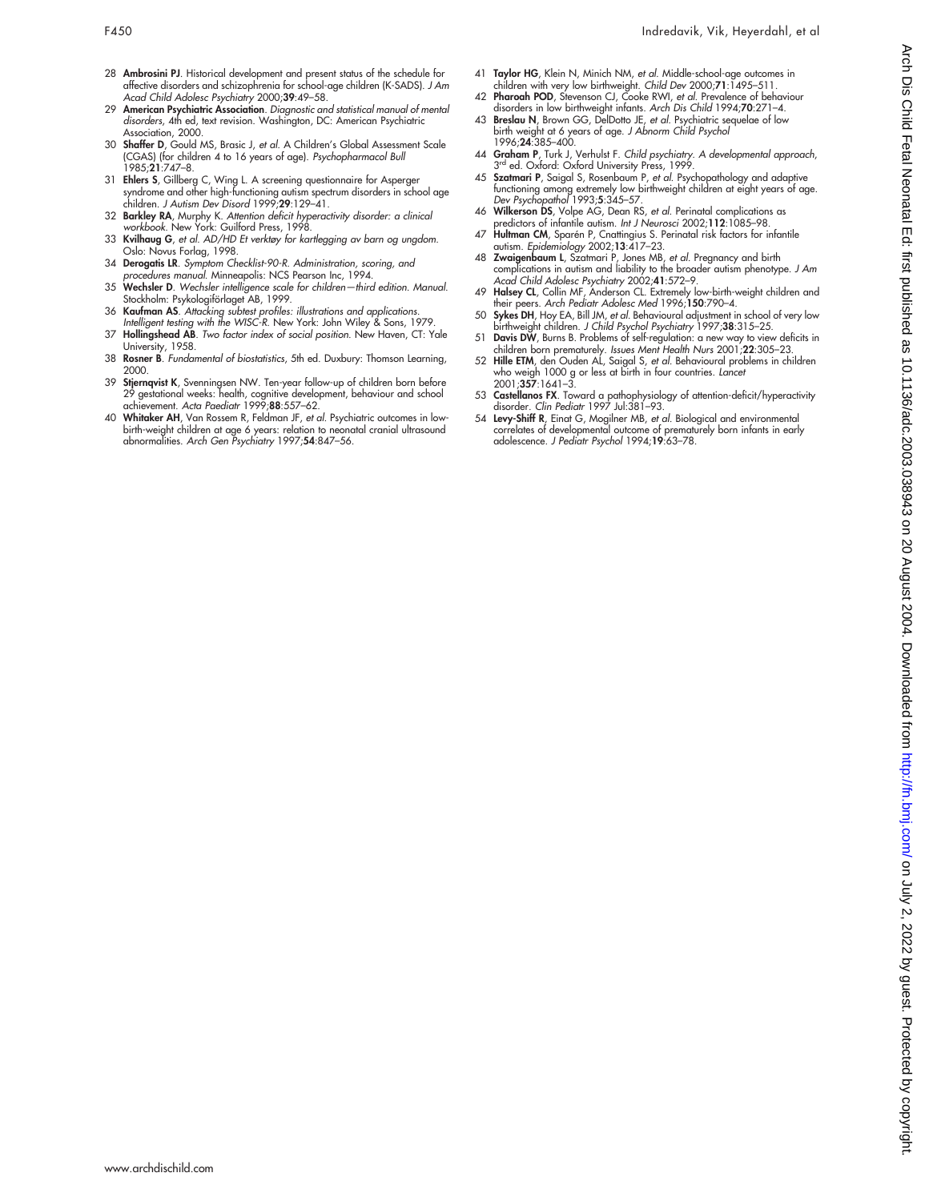28 **Ambrosini PJ**. Historical development and present status of the schedule for affective disorders and schizophrenia for school-age children (K-SADS). *J Am Acad Child Adolesc Psychiatry* 2000;**39**:49–58.

29 **American Psychiatric Association**. *Diagnostic and statistical manual of mental disorders*, 4th ed, text revision. Washington, DC: American Psychiatric Association, 2000.

30 **Shaffer D**, Gould MS, Brasic J, *et al*. A Children's Global Assessment Scale (CGAS) (for children 4 to 16 years of age). *Psychopharmacol Bull* 1985;**21**:747–8.

31 **Ehlers S**, Gillberg C, Wing L. A screening questionnaire for Asperger syndrome and other high-functioning autism spectrum disorders in school age children. *J Autism Dev Disord* 1999;**29**:129–41.

32 **Barkley RA**, Murphy K. *Attention deficit hyperactivity disorder: a clinical workbook*. New York: Guilford Press, 1998.

33 **Kvilhaug G**, *et al*. *AD/HD Et verktøy for kartlegging av barn og ungdom*. Oslo: Novus Forlag, 1998.

34 **Derogatis LR**. *Symptom Checklist-90-R. Administration, scoring, and procedures manual*. Minneapolis: NCS Pearson Inc, 1994.

35 **Wechsler D**. *Wechsler intelligence scale for children—third edition. Manual*. Stockholm: Psykologiförlaget AB, 1999.

36 **Kaufman AS**. *Attacking subtest profiles: illustrations and applications. Intelligent testing with the WISC-R*. New York: John Wiley & Sons, 1979.

37 **Hollingshead AB**. *Two factor index of social position*. New Haven, CT: Yale University, 1958.

38 **Rosner B**. *Fundamental of biostatistics*, 5th ed. Duxbury: Thomson Learning, 2000.

39 **Stjernqvist K**, Svenningsen NW. Ten-year follow-up of children born before 29 gestational weeks: health, cognitive development, behaviour and school achievement. *Acta Paediatr* 1999;**88**:557–62.

40 **Whitaker AH**, Van Rossem R, Feldman JF, *et al*. Psychiatric outcomes in low-birth-weight children at age 6 years: relation to neonatal cranial ultrasound abnormalities. *Arch Gen Psychiatry* 1997;**54**:847–56.

41 **Taylor HG**, Klein N, Minich NM, *et al*. Middle-school-age outcomes in children with very low birthweight. *Child Dev* 2000;**71**:1495–511.

42 **Pharoah POD**, Stevenson CJ, Cooke RWI, *et al*. Prevalence of behaviour disorders in low birthweight infants. *Arch Dis Child* 1994;**70**:271–4.

43 **Breslau N**, Brown GG, DelDotto JE, *et al*. Psychiatric sequelae of low birth weight at 6 years of age. *J Abnorm Child Psychol* 1996;**24**:385–400.

44 **Graham P**, Turk J, Verhulst F. *Child psychiatry. A developmental approach*, 3rd ed. Oxford: Oxford University Press, 1999.

45 **Szatmari P**, Saigal S, Rosenbaum P, *et al*. Psychopathology and adaptive functioning among extremely low birthweight children at eight years of age. *Dev Psychopathol* 1993;**5**:345–57.

46 **Wilkerson DS**, Volpe AG, Dean RS, *et al*. Perinatal complications as predictors of infantile autism. *Int J Neurosci* 2002;**112**:1085–98.

47 **Hultman CM**, Sparén P, Cnattingius S. Perinatal risk factors for infantile autism. *Epidemiology* 2002;**13**:417–23.

48 **Zwaigenbaum L**, Szatmari P, Jones MB, *et al*. Pregnancy and birth complications in autism and liability to the broader autism phenotype. *J Am Acad Child Adolesc Psychiatry* 2002;**41**:572–9.

49 **Halsey CL**, Collin MF, Anderson CL. Extremely low-birth-weight children and their peers. *Arch Pediatr Adolesc Med* 1996;**150**:790–4.

50 **Sykes DH**, Hoy EA, Bill JM, *et al*. Behavioural adjustment in school of very low birthweight children. *J Child Psychol Psychiatry* 1997;**38**:315–25.

51 **Davis DW**, Burns B. Problems of self-regulation: a new way to view deficits in children born prematurely. *Issues Ment Health Nurs* 2001;**22**:305–23.

52 **Hille ETM**, den Ouden AL, Saigal S, *et al*. Behavioural problems in children who weigh 1000 g or less at birth in four countries. *Lancet* 2001;**357**:1641–3.

53 **Castellanos FX**. Toward a pathophysiology of attention-deficit/hyperactivity disorder. *Clin Pediatr* 1997 Jul:381–93.

54 **Levy-Shiff R**, Einat G, Mogilner MB, *et al*. Biological and environmental correlates of developmental outcome of prematurely born infants in early adolescence. *J Pediatr Psychol* 1994;**19**:63–78.